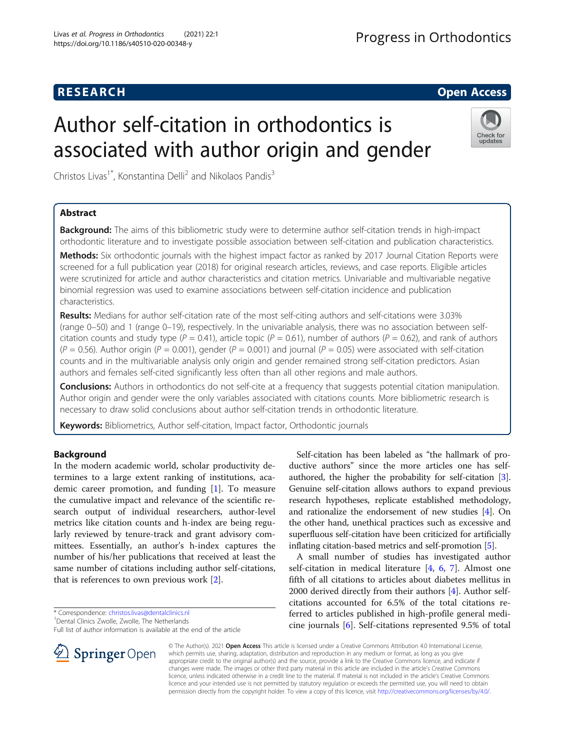RESEARCH

Open Access

# Author self-citation in orthodontics is associated with author origin and gender

Christos Livas[1*], Konstantina Delli[2] and Nikolaos Pandis[3]

## Abstract

**Background:** The aims of this bibliometric study were to determine author self-citation trends in high-impact orthodontic literature and to investigate possible association between self-citation and publication characteristics.

**Methods:** Six orthodontic journals with the highest impact factor as ranked by 2017 Journal Citation Reports were screened for a full publication year (2018) for original research articles, reviews, and case reports. Eligible articles were scrutinized for article and author characteristics and citation metrics. Univariable and multivariable negative binomial regression was used to examine associations between self-citation incidence and publication characteristics.

**Results:** Medians for author self-citation rate of the most self-citing authors and self-citations were 3.03% (range 0–50) and 1 (range 0–19), respectively. In the univariable analysis, there was no association between self-citation counts and study type ($P = 0.41$), article topic ($P = 0.61$), number of authors ($P = 0.62$), and rank of authors ($P = 0.56$). Author origin ($P = 0.001$), gender ($P = 0.001$) and journal ($P = 0.05$) were associated with self-citation counts and in the multivariable analysis only origin and gender remained strong self-citation predictors. Asian authors and females self-cited significantly less often than all other regions and male authors.

**Conclusions:** Authors in orthodontics do not self-cite at a frequency that suggests potential citation manipulation. Author origin and gender were the only variables associated with citations counts. More bibliometric research is necessary to draw solid conclusions about author self-citation trends in orthodontic literature.

**Keywords:** Bibliometrics, Author self-citation, Impact factor, Orthodontic journals

## Background

In the modern academic world, scholar productivity determines to a large extent ranking of institutions, academic career promotion, and funding [1]. To measure the cumulative impact and relevance of the scientific research output of individual researchers, author-level metrics like citation counts and h-index are being regularly reviewed by tenure-track and grant advisory committees. Essentially, an author's h-index captures the number of his/her publications that received at least the same number of citations including author self-citations, that is references to own previous work [2].

Self-citation has been labeled as "the hallmark of productive authors" since the more articles one has self-authored, the higher the probability for self-citation [3]. Genuine self-citation allows authors to expand previous research hypotheses, replicate established methodology, and rationalize the endorsement of new studies [4]. On the other hand, unethical practices such as excessive and superfluous self-citation have been criticized for artificially inflating citation-based metrics and self-promotion [5].

A small number of studies has investigated author self-citation in medical literature [4, 6, 7]. Almost one fifth of all citations to articles about diabetes mellitus in 2000 derived directly from their authors [4]. Author self-citations accounted for 6.5% of the total citations referred to articles published in high-profile general medicine journals [6]. Self-citations represented 9.5% of total

* Correspondence: christos.livas@dentalclinics.nl
[1]Dental Clinics Zwolle, Zwolle, The Netherlands
Full list of author information is available at the end of the article

© The Author(s). 2021 **Open Access** This article is licensed under a Creative Commons Attribution 4.0 International License, which permits use, sharing, adaptation, distribution and reproduction in any medium or format, as long as you give appropriate credit to the original author(s) and the source, provide a link to the Creative Commons licence, and indicate if changes were made. The images or other third party material in this article are included in the article's Creative Commons licence, unless indicated otherwise in a credit line to the material. If material is not included in the article's Creative Commons licence and your intended use is not permitted by statutory regulation or exceeds the permitted use, you will need to obtain permission directly from the copyright holder. To view a copy of this licence, visit http://creativecommons.org/licenses/by/4.0/.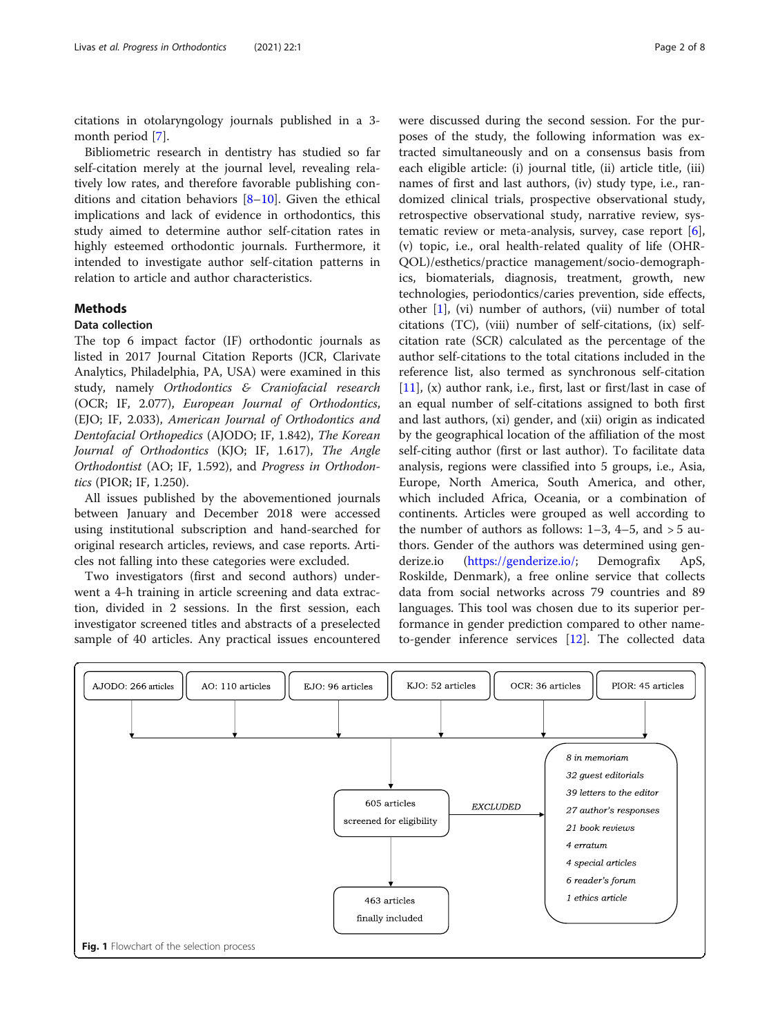citations in otolaryngology journals published in a 3-month period [7].

Bibliometric research in dentistry has studied so far self-citation merely at the journal level, revealing relatively low rates, and therefore favorable publishing conditions and citation behaviors [8–10]. Given the ethical implications and lack of evidence in orthodontics, this study aimed to determine author self-citation rates in highly esteemed orthodontic journals. Furthermore, it intended to investigate author self-citation patterns in relation to article and author characteristics.

## Methods

### Data collection

The top 6 impact factor (IF) orthodontic journals as listed in 2017 Journal Citation Reports (JCR, Clarivate Analytics, Philadelphia, PA, USA) were examined in this study, namely *Orthodontics & Craniofacial research* (OCR; IF, 2.077), *European Journal of Orthodontics*, (EJO; IF, 2.033), *American Journal of Orthodontics and Dentofacial Orthopedics* (AJODO; IF, 1.842), *The Korean Journal of Orthodontics* (KJO; IF, 1.617), *The Angle Orthodontist* (AO; IF, 1.592), and *Progress in Orthodontics* (PIOR; IF, 1.250).

All issues published by the abovementioned journals between January and December 2018 were accessed using institutional subscription and hand-searched for original research articles, reviews, and case reports. Articles not falling into these categories were excluded.

Two investigators (first and second authors) underwent a 4-h training in article screening and data extraction, divided in 2 sessions. In the first session, each investigator screened titles and abstracts of a preselected sample of 40 articles. Any practical issues encountered were discussed during the second session. For the purposes of the study, the following information was extracted simultaneously and on a consensus basis from each eligible article: (i) journal title, (ii) article title, (iii) names of first and last authors, (iv) study type, i.e., randomized clinical trials, prospective observational study, retrospective observational study, narrative review, systematic review or meta-analysis, survey, case report [6], (v) topic, i.e., oral health-related quality of life (OHR-QOL)/esthetics/practice management/socio-demographics, biomaterials, diagnosis, treatment, growth, new technologies, periodontics/caries prevention, side effects, other [1], (vi) number of authors, (vii) number of total citations (TC), (viii) number of self-citations, (ix) self-citation rate (SCR) calculated as the percentage of the author self-citations to the total citations included in the reference list, also termed as synchronous self-citation [11], (x) author rank, i.e., first, last or first/last in case of an equal number of self-citations assigned to both first and last authors, (xi) gender, and (xii) origin as indicated by the geographical location of the affiliation of the most self-citing author (first or last author). To facilitate data analysis, regions were classified into 5 groups, i.e., Asia, Europe, North America, South America, and other, which included Africa, Oceania, or a combination of continents. Articles were grouped as well according to the number of authors as follows: 1–3, 4–5, and > 5 authors. Gender of the authors was determined using genderize.io (https://genderize.io/; Demografix ApS, Roskilde, Denmark), a free online service that collects data from social networks across 79 countries and 89 languages. This tool was chosen due to its superior performance in gender prediction compared to other name-to-gender inference services [12]. The collected data

AJODO: 266 articles | AO: 110 articles | EJO: 96 articles | KJO: 52 articles | OCR: 36 articles | PIOR: 45 articles

605 articles screened for eligibility

EXCLUDED: *8 in memoriam*, *32 guest editorials*, *39 letters to the editor*, *27 author's responses*, *21 book reviews*, *4 erratum*, *4 special articles*, *6 reader's forum*, *1 ethics article*

463 articles finally included

**Fig. 1** Flowchart of the selection process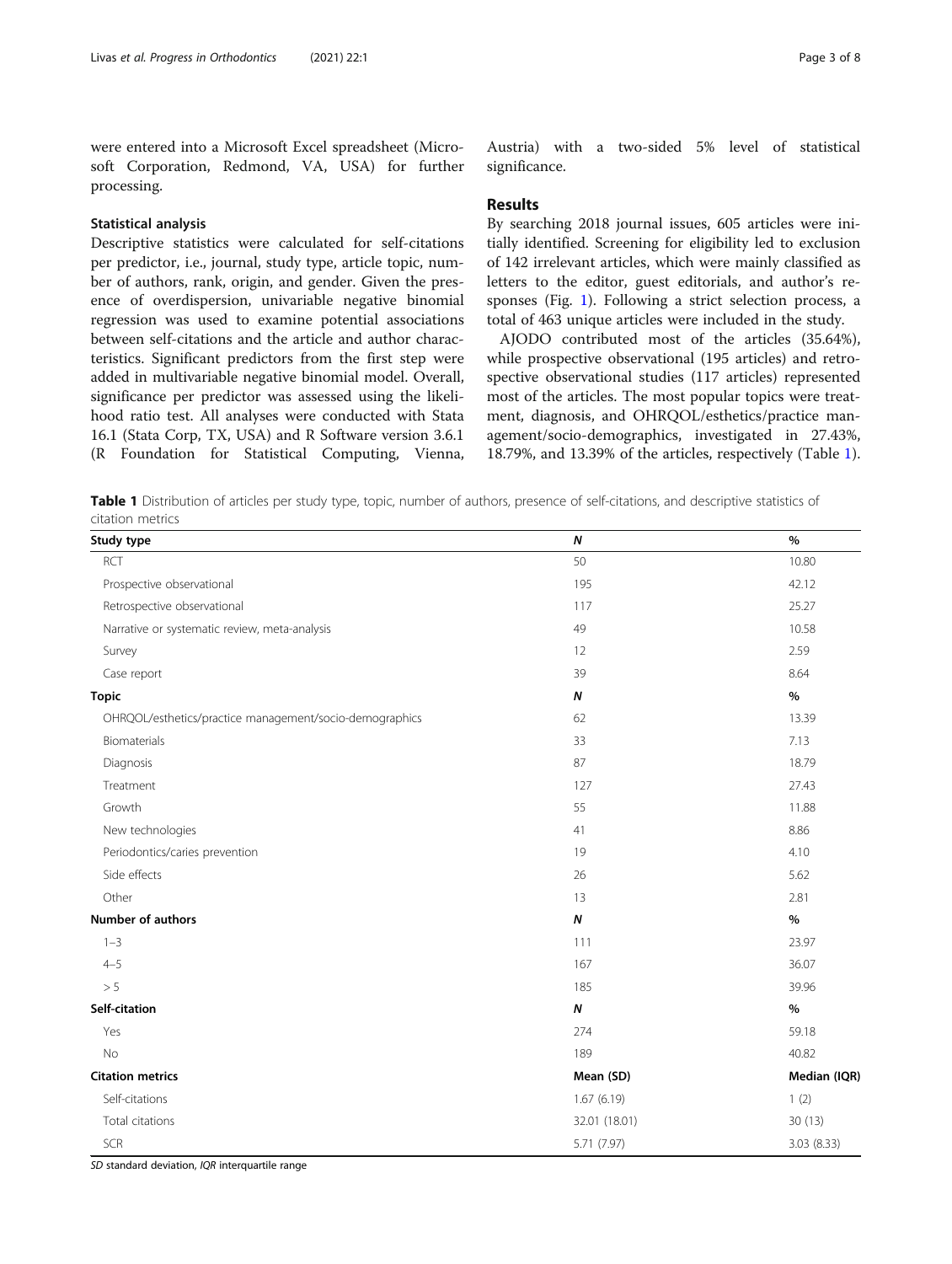were entered into a Microsoft Excel spreadsheet (Microsoft Corporation, Redmond, VA, USA) for further processing.

### Statistical analysis

Descriptive statistics were calculated for self-citations per predictor, i.e., journal, study type, article topic, number of authors, rank, origin, and gender. Given the presence of overdispersion, univariable negative binomial regression was used to examine potential associations between self-citations and the article and author characteristics. Significant predictors from the first step were added in multivariable negative binomial model. Overall, significance per predictor was assessed using the likelihood ratio test. All analyses were conducted with Stata 16.1 (Stata Corp, TX, USA) and R Software version 3.6.1 (R Foundation for Statistical Computing, Vienna, Austria) with a two-sided 5% level of statistical significance.

## Results

By searching 2018 journal issues, 605 articles were initially identified. Screening for eligibility led to exclusion of 142 irrelevant articles, which were mainly classified as letters to the editor, guest editorials, and author's responses (Fig. 1). Following a strict selection process, a total of 463 unique articles were included in the study.

AJODO contributed most of the articles (35.64%), while prospective observational (195 articles) and retrospective observational studies (117 articles) represented most of the articles. The most popular topics were treatment, diagnosis, and OHRQOL/esthetics/practice management/socio-demographics, investigated in 27.43%, 18.79%, and 13.39% of the articles, respectively (Table 1).

**Table 1** Distribution of articles per study type, topic, number of authors, presence of self-citations, and descriptive statistics of citation metrics

| **Study type** | ***N*** | **%** |
|---|---|---|
| RCT | 50 | 10.80 |
| Prospective observational | 195 | 42.12 |
| Retrospective observational | 117 | 25.27 |
| Narrative or systematic review, meta-analysis | 49 | 10.58 |
| Survey | 12 | 2.59 |
| Case report | 39 | 8.64 |
| **Topic** | ***N*** | **%** |
| OHRQOL/esthetics/practice management/socio-demographics | 62 | 13.39 |
| Biomaterials | 33 | 7.13 |
| Diagnosis | 87 | 18.79 |
| Treatment | 127 | 27.43 |
| Growth | 55 | 11.88 |
| New technologies | 41 | 8.86 |
| Periodontics/caries prevention | 19 | 4.10 |
| Side effects | 26 | 5.62 |
| Other | 13 | 2.81 |
| **Number of authors** | ***N*** | **%** |
| 1–3 | 111 | 23.97 |
| 4–5 | 167 | 36.07 |
| > 5 | 185 | 39.96 |
| **Self-citation** | ***N*** | **%** |
| Yes | 274 | 59.18 |
| No | 189 | 40.82 |
| **Citation metrics** | **Mean (SD)** | **Median (IQR)** |
| Self-citations | 1.67 (6.19) | 1 (2) |
| Total citations | 32.01 (18.01) | 30 (13) |
| SCR | 5.71 (7.97) | 3.03 (8.33) |

*SD* standard deviation, *IQR* interquartile range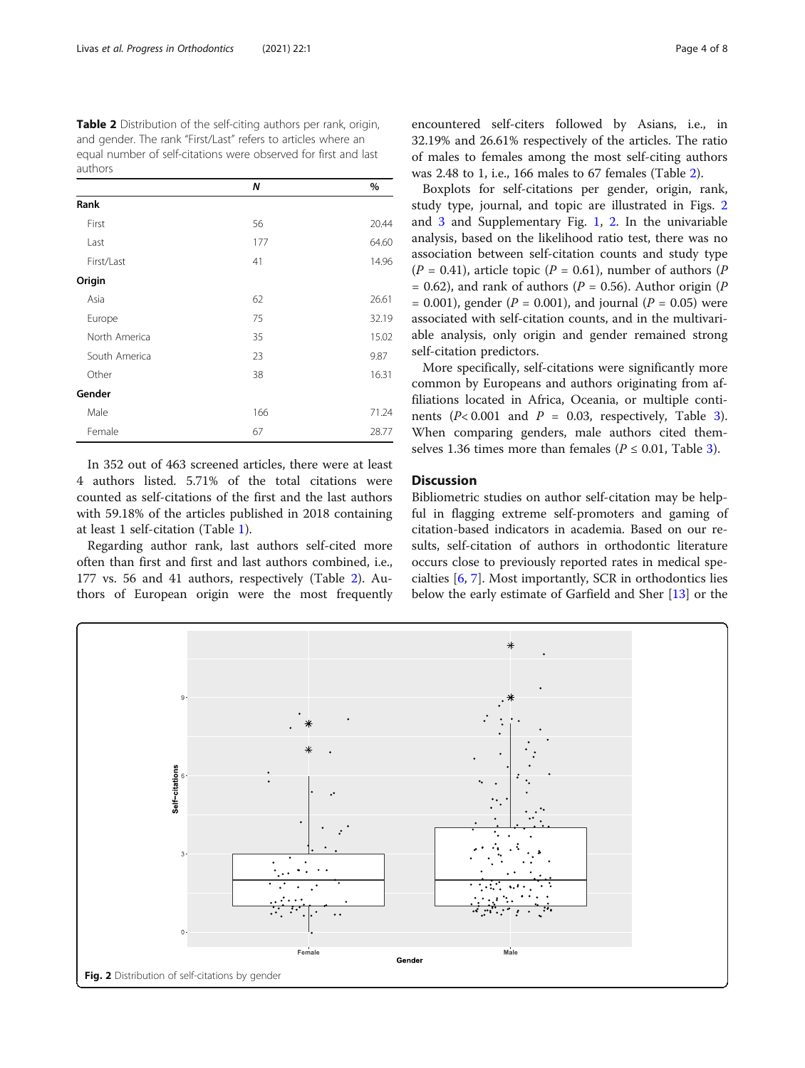**Table 2** Distribution of the self-citing authors per rank, origin, and gender. The rank "First/Last" refers to articles where an equal number of self-citations were observed for first and last authors

| | *N* | % |
|---|---|---|
| **Rank** | | |
| First | 56 | 20.44 |
| Last | 177 | 64.60 |
| First/Last | 41 | 14.96 |
| **Origin** | | |
| Asia | 62 | 26.61 |
| Europe | 75 | 32.19 |
| North America | 35 | 15.02 |
| South America | 23 | 9.87 |
| Other | 38 | 16.31 |
| **Gender** | | |
| Male | 166 | 71.24 |
| Female | 67 | 28.77 |

In 352 out of 463 screened articles, there were at least 4 authors listed. 5.71% of the total citations were counted as self-citations of the first and the last authors with 59.18% of the articles published in 2018 containing at least 1 self-citation (Table 1).

Regarding author rank, last authors self-cited more often than first and first and last authors combined, i.e., 177 vs. 56 and 41 authors, respectively (Table 2). Authors of European origin were the most frequently encountered self-citers followed by Asians, i.e., in 32.19% and 26.61% respectively of the articles. The ratio of males to females among the most self-citing authors was 2.48 to 1, i.e., 166 males to 67 females (Table 2).

Boxplots for self-citations per gender, origin, rank, study type, journal, and topic are illustrated in Figs. 2 and 3 and Supplementary Fig. 1, 2. In the univariable analysis, based on the likelihood ratio test, there was no association between self-citation counts and study type ($P = 0.41$), article topic ($P = 0.61$), number of authors ($P = 0.62$), and rank of authors ($P = 0.56$). Author origin ($P = 0.001$), gender ($P = 0.001$), and journal ($P = 0.05$) were associated with self-citation counts, and in the multivariable analysis, only origin and gender remained strong self-citation predictors.

More specifically, self-citations were significantly more common by Europeans and authors originating from affiliations located in Africa, Oceania, or multiple continents ($P < 0.001$ and $P = 0.03$, respectively, Table 3). When comparing genders, male authors cited themselves 1.36 times more than females ($P \leq 0.01$, Table 3).

## Discussion

Bibliometric studies on author self-citation may be helpful in flagging extreme self-promoters and gaming of citation-based indicators in academia. Based on our results, self-citation of authors in orthodontic literature occurs close to previously reported rates in medical specialties [6, 7]. Most importantly, SCR in orthodontics lies below the early estimate of Garfield and Sher [13] or the

Fig. 2 Distribution of self-citations by gender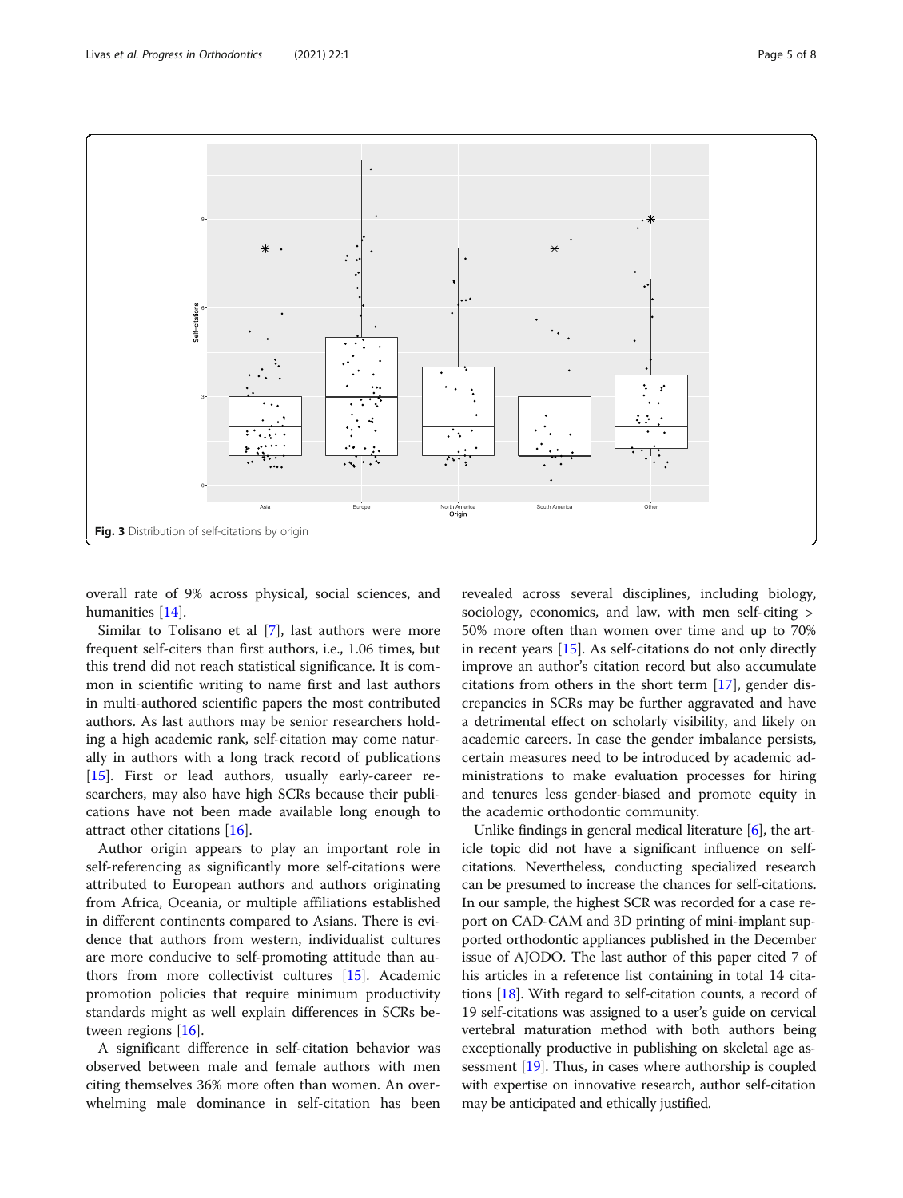Fig. 3 Distribution of self-citations by origin

overall rate of 9% across physical, social sciences, and humanities [14].

Similar to Tolisano et al [7], last authors were more frequent self-citers than first authors, i.e., 1.06 times, but this trend did not reach statistical significance. It is common in scientific writing to name first and last authors in multi-authored scientific papers the most contributed authors. As last authors may be senior researchers holding a high academic rank, self-citation may come naturally in authors with a long track record of publications [15]. First or lead authors, usually early-career researchers, may also have high SCRs because their publications have not been made available long enough to attract other citations [16].

Author origin appears to play an important role in self-referencing as significantly more self-citations were attributed to European authors and authors originating from Africa, Oceania, or multiple affiliations established in different continents compared to Asians. There is evidence that authors from western, individualist cultures are more conducive to self-promoting attitude than authors from more collectivist cultures [15]. Academic promotion policies that require minimum productivity standards might as well explain differences in SCRs between regions [16].

A significant difference in self-citation behavior was observed between male and female authors with men citing themselves 36% more often than women. An overwhelming male dominance in self-citation has been revealed across several disciplines, including biology, sociology, economics, and law, with men self-citing > 50% more often than women over time and up to 70% in recent years [15]. As self-citations do not only directly improve an author's citation record but also accumulate citations from others in the short term [17], gender discrepancies in SCRs may be further aggravated and have a detrimental effect on scholarly visibility, and likely on academic careers. In case the gender imbalance persists, certain measures need to be introduced by academic administrations to make evaluation processes for hiring and tenures less gender-biased and promote equity in the academic orthodontic community.

Unlike findings in general medical literature [6], the article topic did not have a significant influence on self-citations. Nevertheless, conducting specialized research can be presumed to increase the chances for self-citations. In our sample, the highest SCR was recorded for a case report on CAD-CAM and 3D printing of mini-implant supported orthodontic appliances published in the December issue of AJODO. The last author of this paper cited 7 of his articles in a reference list containing in total 14 citations [18]. With regard to self-citation counts, a record of 19 self-citations was assigned to a user's guide on cervical vertebral maturation method with both authors being exceptionally productive in publishing on skeletal age assessment [19]. Thus, in cases where authorship is coupled with expertise on innovative research, author self-citation may be anticipated and ethically justified.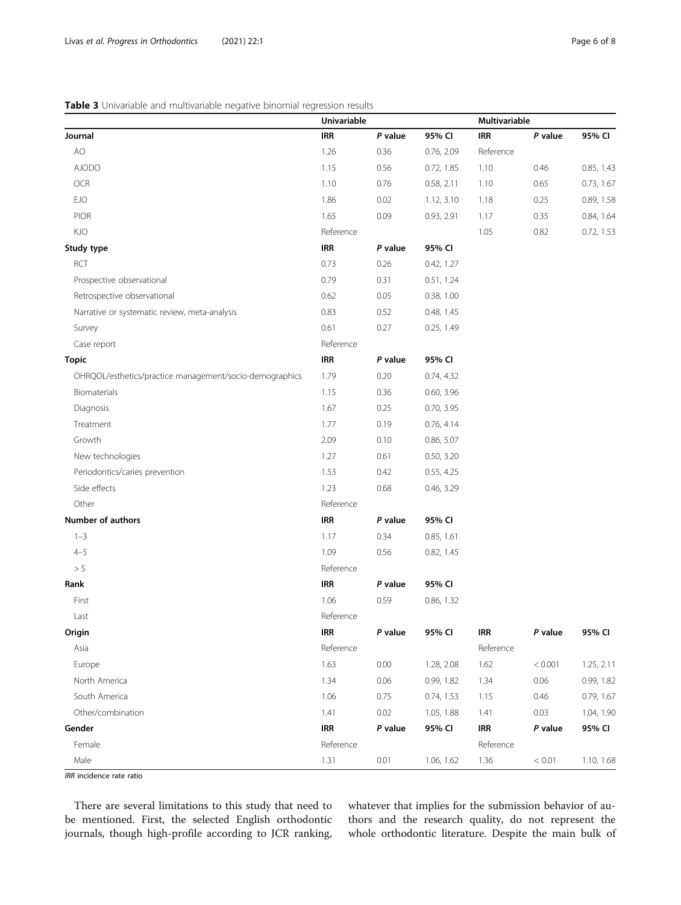**Table 3** Univariable and multivariable negative binomial regression results

| | Univariable | | | Multivariable | | |
|---|---|---|---|---|---|---|
| **Journal** | **IRR** | ***P* value** | **95% CI** | **IRR** | ***P* value** | **95% CI** |
| AO | 1.26 | 0.36 | 0.76, 2.09 | Reference | | |
| AJODO | 1.15 | 0.56 | 0.72, 1.85 | 1.10 | 0.46 | 0.85, 1.43 |
| OCR | 1.10 | 0.76 | 0.58, 2.11 | 1.10 | 0.65 | 0.73, 1.67 |
| EJO | 1.86 | 0.02 | 1.12, 3.10 | 1.18 | 0.25 | 0.89, 1.58 |
| PIOR | 1.65 | 0.09 | 0.93, 2.91 | 1.17 | 0.35 | 0.84, 1.64 |
| KJO | Reference | | | 1.05 | 0.82 | 0.72, 1.53 |
| **Study type** | **IRR** | ***P* value** | **95% CI** | | | |
| RCT | 0.73 | 0.26 | 0.42, 1.27 | | | |
| Prospective observational | 0.79 | 0.31 | 0.51, 1.24 | | | |
| Retrospective observational | 0.62 | 0.05 | 0.38, 1.00 | | | |
| Narrative or systematic review, meta-analysis | 0.83 | 0.52 | 0.48, 1.45 | | | |
| Survey | 0.61 | 0.27 | 0.25, 1.49 | | | |
| Case report | Reference | | | | | |
| **Topic** | **IRR** | ***P* value** | **95% CI** | | | |
| OHRQOL/esthetics/practice management/socio-demographics | 1.79 | 0.20 | 0.74, 4.32 | | | |
| Biomaterials | 1.15 | 0.36 | 0.60, 3.96 | | | |
| Diagnosis | 1.67 | 0.25 | 0.70, 3.95 | | | |
| Treatment | 1.77 | 0.19 | 0.76, 4.14 | | | |
| Growth | 2.09 | 0.10 | 0.86, 5.07 | | | |
| New technologies | 1.27 | 0.61 | 0.50, 3.20 | | | |
| Periodontics/caries prevention | 1.53 | 0.42 | 0.55, 4.25 | | | |
| Side effects | 1.23 | 0.68 | 0.46, 3.29 | | | |
| Other | Reference | | | | | |
| **Number of authors** | **IRR** | ***P* value** | **95% CI** | | | |
| 1–3 | 1.17 | 0.34 | 0.85, 1.61 | | | |
| 4–5 | 1.09 | 0.56 | 0.82, 1.45 | | | |
| > 5 | Reference | | | | | |
| **Rank** | **IRR** | ***P* value** | **95% CI** | | | |
| First | 1.06 | 0.59 | 0.86, 1.32 | | | |
| Last | Reference | | | | | |
| **Origin** | **IRR** | ***P* value** | **95% CI** | **IRR** | ***P* value** | **95% CI** |
| Asia | Reference | | | Reference | | |
| Europe | 1.63 | 0.00 | 1.28, 2.08 | 1.62 | < 0.001 | 1.25, 2.11 |
| North America | 1.34 | 0.06 | 0.99, 1.82 | 1.34 | 0.06 | 0.99, 1.82 |
| South America | 1.06 | 0.75 | 0.74, 1.53 | 1.15 | 0.46 | 0.79, 1.67 |
| Other/combination | 1.41 | 0.02 | 1.05, 1.88 | 1.41 | 0.03 | 1.04, 1.90 |
| **Gender** | **IRR** | ***P* value** | **95% CI** | **IRR** | ***P* value** | **95% CI** |
| Female | Reference | | | Reference | | |
| Male | 1.31 | 0.01 | 1.06, 1.62 | 1.36 | < 0.01 | 1.10, 1.68 |

*IRR* incidence rate ratio

There are several limitations to this study that need to be mentioned. First, the selected English orthodontic journals, though high-profile according to JCR ranking, whatever that implies for the submission behavior of authors and the research quality, do not represent the whole orthodontic literature. Despite the main bulk of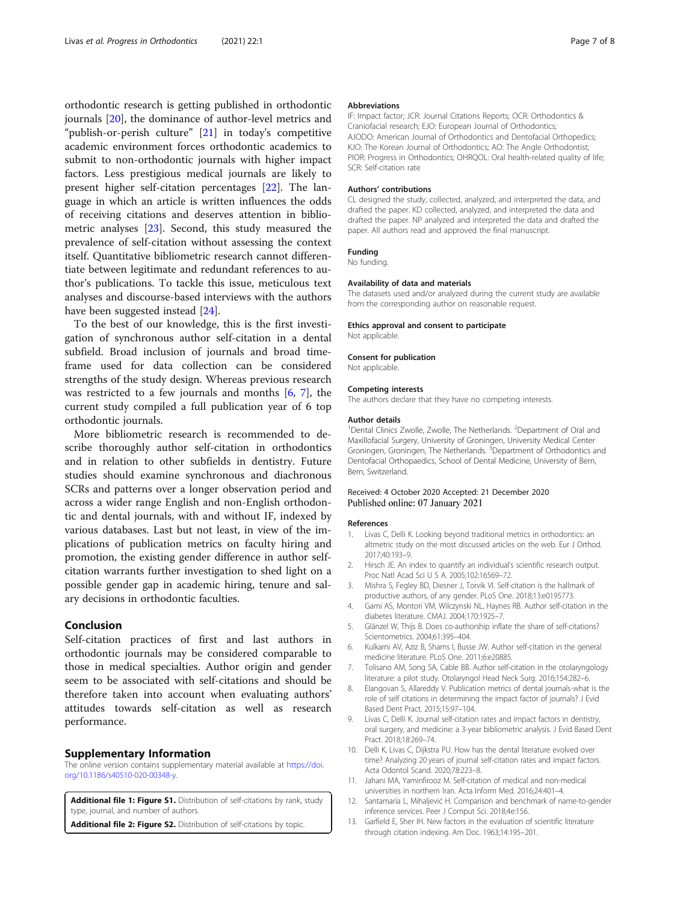orthodontic research is getting published in orthodontic journals [20], the dominance of author-level metrics and "publish-or-perish culture" [21] in today's competitive academic environment forces orthodontic academics to submit to non-orthodontic journals with higher impact factors. Less prestigious medical journals are likely to present higher self-citation percentages [22]. The language in which an article is written influences the odds of receiving citations and deserves attention in bibliometric analyses [23]. Second, this study measured the prevalence of self-citation without assessing the context itself. Quantitative bibliometric research cannot differentiate between legitimate and redundant references to author's publications. To tackle this issue, meticulous text analyses and discourse-based interviews with the authors have been suggested instead [24].

To the best of our knowledge, this is the first investigation of synchronous author self-citation in a dental subfield. Broad inclusion of journals and broad timeframe used for data collection can be considered strengths of the study design. Whereas previous research was restricted to a few journals and months [6, 7], the current study compiled a full publication year of 6 top orthodontic journals.

More bibliometric research is recommended to describe thoroughly author self-citation in orthodontics and in relation to other subfields in dentistry. Future studies should examine synchronous and diachronous SCRs and patterns over a longer observation period and across a wider range English and non-English orthodontic and dental journals, with and without IF, indexed by various databases. Last but not least, in view of the implications of publication metrics on faculty hiring and promotion, the existing gender difference in author self-citation warrants further investigation to shed light on a possible gender gap in academic hiring, tenure and salary decisions in orthodontic faculties.

## Conclusion

Self-citation practices of first and last authors in orthodontic journals may be considered comparable to those in medical specialties. Author origin and gender seem to be associated with self-citations and should be therefore taken into account when evaluating authors' attitudes towards self-citation as well as research performance.

## Supplementary Information

The online version contains supplementary material available at https://doi.org/10.1186/s40510-020-00348-y.

**Additional file 1: Figure S1.** Distribution of self-citations by rank, study type, journal, and number of authors.

**Additional file 2: Figure S2.** Distribution of self-citations by topic.

### Abbreviations

IF: Impact factor; JCR: Journal Citations Reports; OCR: Orthodontics & Craniofacial research; EJO: European Journal of Orthodontics; AJODO: American Journal of Orthodontics and Dentofacial Orthopedics; KJO: The Korean Journal of Orthodontics; AO: The Angle Orthodontist; PIOR: Progress in Orthodontics; OHRQOL: Oral health-related quality of life; SCR: Self-citation rate

### Authors' contributions

CL designed the study, collected, analyzed, and interpreted the data, and drafted the paper. KD collected, analyzed, and interpreted the data and drafted the paper. NP analyzed and interpreted the data and drafted the paper. All authors read and approved the final manuscript.

### Funding

No funding.

### Availability of data and materials

The datasets used and/or analyzed during the current study are available from the corresponding author on reasonable request.

### Ethics approval and consent to participate

Not applicable.

### Consent for publication

Not applicable.

### Competing interests

The authors declare that they have no competing interests.

### Author details

[1]Dental Clinics Zwolle, Zwolle, The Netherlands. [2]Department of Oral and Maxillofacial Surgery, University of Groningen, University Medical Center Groningen, Groningen, The Netherlands. [3]Department of Orthodontics and Dentofacial Orthopaedics, School of Dental Medicine, University of Bern, Bern, Switzerland.

Received: 4 October 2020 Accepted: 21 December 2020
Published online: 07 January 2021

### References

1. Livas C, Delli K. Looking beyond traditional metrics in orthodontics: an altmetric study on the most discussed articles on the web. Eur J Orthod. 2017;40:193–9.
2. Hirsch JE. An index to quantify an individual's scientific research output. Proc Natl Acad Sci U S A. 2005;102:16569–72.
3. Mishra S, Fegley BD, Diesner J, Torvik VI. Self-citation is the hallmark of productive authors, of any gender. PLoS One. 2018;13:e0195773.
4. Gami AS, Montori VM, Wilczynski NL, Haynes RB. Author self-citation in the diabetes literature. CMAJ. 2004;170:1925–7.
5. Glänzel W, Thijs B. Does co-authorship inflate the share of self-citations? Scientometrics. 2004;61:395–404.
6. Kulkarni AV, Aziz B, Shams I, Busse JW. Author self-citation in the general medicine literature. PLoS One. 2011;6:e20885.
7. Tolisano AM, Song SA, Cable BB. Author self-citation in the otolaryngology literature: a pilot study. Otolaryngol Head Neck Surg. 2016;154:282–6.
8. Elangovan S, Allareddy V. Publication metrics of dental journals-what is the role of self citations in determining the impact factor of journals? J Evid Based Dent Pract. 2015;15:97–104.
9. Livas C, Delli K. Journal self-citation rates and impact factors in dentistry, oral surgery, and medicine: a 3-year bibliometric analysis. J Evid Based Dent Pract. 2018;18:269–74.
10. Delli K, Livas C, Dijkstra PU. How has the dental literature evolved over time? Analyzing 20 years of journal self-citation rates and impact factors. Acta Odontol Scand. 2020;78:223–8.
11. Jahani MA, Yaminfirooz M. Self-citation of medical and non-medical universities in northern Iran. Acta Inform Med. 2016;24:401–4.
12. Santamaría L, Mihaljević H. Comparison and benchmark of name-to-gender inference services. Peer J Comput Sci. 2018;4e:156.
13. Garfield E, Sher IH. New factors in the evaluation of scientific literature through citation indexing. Am Doc. 1963;14:195–201.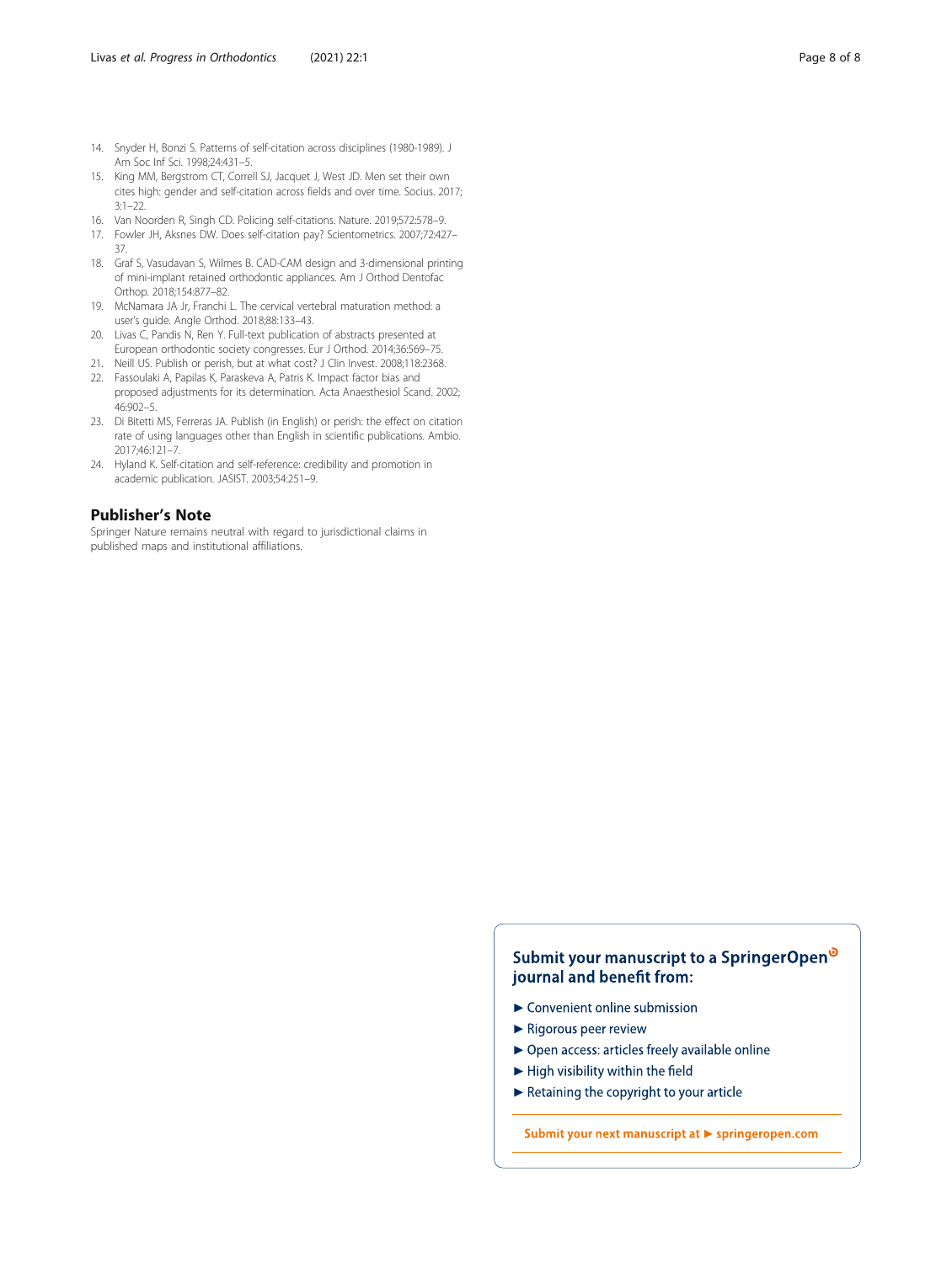14. Snyder H, Bonzi S. Patterns of self-citation across disciplines (1980-1989). J Am Soc Inf Sci. 1998;24:431–5.
15. King MM, Bergstrom CT, Correll SJ, Jacquet J, West JD. Men set their own cites high: gender and self-citation across fields and over time. Socius. 2017; 3:1–22.
16. Van Noorden R, Singh CD. Policing self-citations. Nature. 2019;572:578–9.
17. Fowler JH, Aksnes DW. Does self-citation pay? Scientometrics. 2007;72:427–37.
18. Graf S, Vasudavan S, Wilmes B. CAD-CAM design and 3-dimensional printing of mini-implant retained orthodontic appliances. Am J Orthod Dentofac Orthop. 2018;154:877–82.
19. McNamara JA Jr, Franchi L. The cervical vertebral maturation method: a user's guide. Angle Orthod. 2018;88:133–43.
20. Livas C, Pandis N, Ren Y. Full-text publication of abstracts presented at European orthodontic society congresses. Eur J Orthod. 2014;36:569–75.
21. Neill US. Publish or perish, but at what cost? J Clin Invest. 2008;118:2368.
22. Fassoulaki A, Papilas K, Paraskeva A, Patris K. Impact factor bias and proposed adjustments for its determination. Acta Anaesthesiol Scand. 2002; 46:902–5.
23. Di Bitetti MS, Ferreras JA. Publish (in English) or perish: the effect on citation rate of using languages other than English in scientific publications. Ambio. 2017;46:121–7.
24. Hyland K. Self-citation and self-reference: credibility and promotion in academic publication. JASIST. 2003;54:251–9.

## Publisher's Note

Springer Nature remains neutral with regard to jurisdictional claims in published maps and institutional affiliations.

**Submit your manuscript to a SpringerOpen journal and benefit from:**

- ► Convenient online submission
- ► Rigorous peer review
- ► Open access: articles freely available online
- ► High visibility within the field
- ► Retaining the copyright to your article

**Submit your next manuscript at ► springeropen.com**